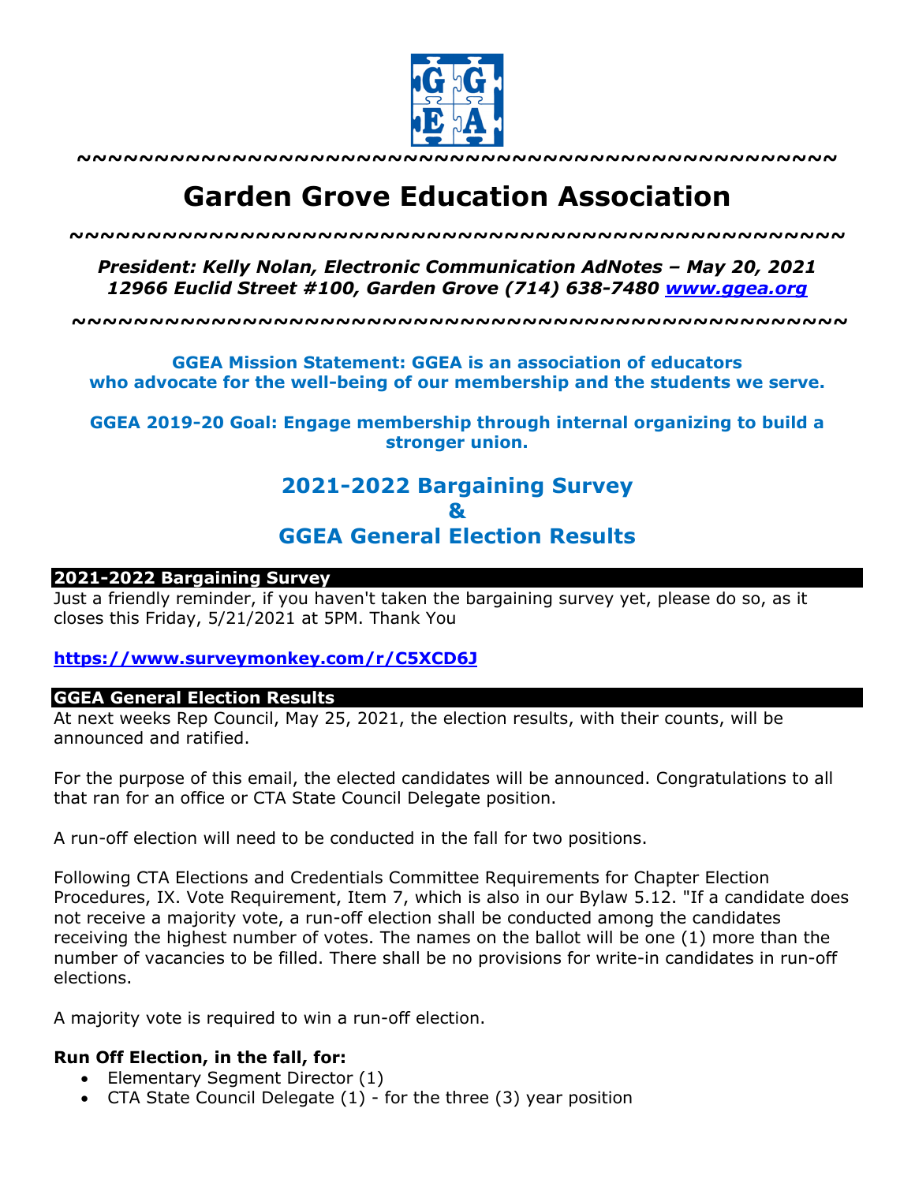~~~~~~~~~~~~~~~~~~~~~~~~~~~~~~~~~~~~~~~~~~~~~~~~

# Garden Grove Education Association

~~~~~~~~~~~~~~~~~~~~~~~~~~~~~~~~~~~~~~~~~~~~~~~~

***President: Kelly Nolan, Electronic Communication AdNotes – May 20, 2021***
***12966 Euclid Street #100, Garden Grove (714) 638-7480 [www.ggea.org](http://www.ggea.org)***

~~~~~~~~~~~~~~~~~~~~~~~~~~~~~~~~~~~~~~~~~~~~~~~~

**GGEA Mission Statement: GGEA is an association of educators who advocate for the well-being of our membership and the students we serve.**

**GGEA 2019-20 Goal: Engage membership through internal organizing to build a stronger union.**

## 2021-2022 Bargaining Survey
## &
## GGEA General Election Results

### 2021-2022 Bargaining Survey

Just a friendly reminder, if you haven't taken the bargaining survey yet, please do so, as it closes this Friday, 5/21/2021 at 5PM. Thank You

**https://www.surveymonkey.com/r/C5XCD6J**

### GGEA General Election Results

At next weeks Rep Council, May 25, 2021, the election results, with their counts, will be announced and ratified.

For the purpose of this email, the elected candidates will be announced. Congratulations to all that ran for an office or CTA State Council Delegate position.

A run-off election will need to be conducted in the fall for two positions.

Following CTA Elections and Credentials Committee Requirements for Chapter Election Procedures, IX. Vote Requirement, Item 7, which is also in our Bylaw 5.12. "If a candidate does not receive a majority vote, a run-off election shall be conducted among the candidates receiving the highest number of votes. The names on the ballot will be one (1) more than the number of vacancies to be filled. There shall be no provisions for write-in candidates in run-off elections.

A majority vote is required to win a run-off election.

**Run Off Election, in the fall, for:**

- Elementary Segment Director (1)
- CTA State Council Delegate (1) - for the three (3) year position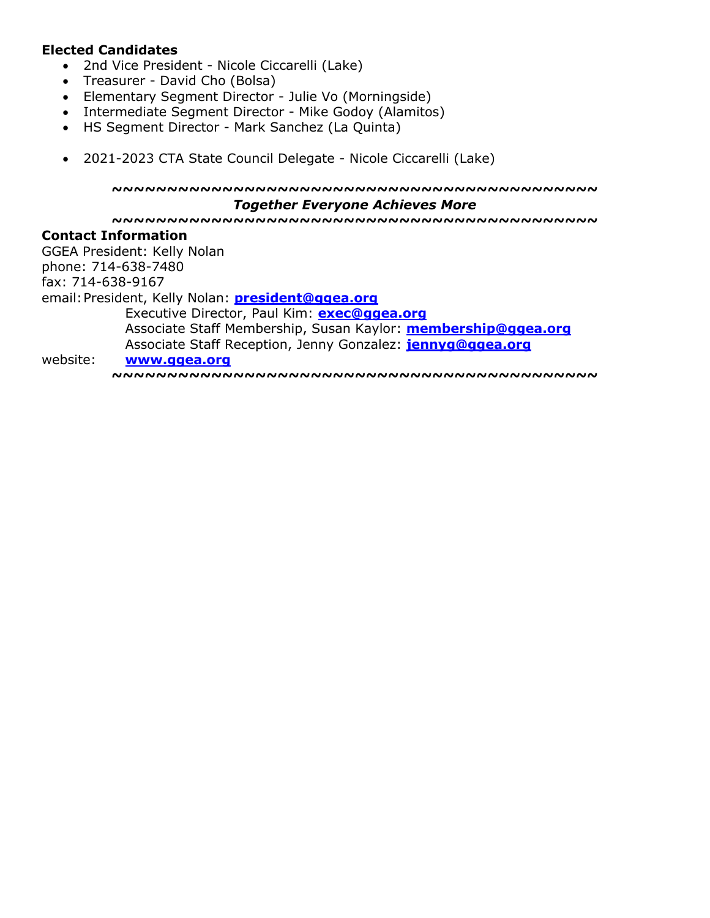**Elected Candidates**

- 2nd Vice President - Nicole Ciccarelli (Lake)
- Treasurer - David Cho (Bolsa)
- Elementary Segment Director - Julie Vo (Morningside)
- Intermediate Segment Director - Mike Godoy (Alamitos)
- HS Segment Director - Mark Sanchez (La Quinta)

- 2021-2023 CTA State Council Delegate - Nicole Ciccarelli (Lake)

~~~~~~~~~~~~~~~~~~~~~~~~~~~~~~~~~~~~~~~~~~~~~~~

***Together Everyone Achieves More***

~~~~~~~~~~~~~~~~~~~~~~~~~~~~~~~~~~~~~~~~~~~~~~~

**Contact Information**

GGEA President: Kelly Nolan
phone: 714-638-7480
fax: 714-638-9167
email: President, Kelly Nolan: **president@ggea.org**
Executive Director, Paul Kim: **exec@ggea.org**
Associate Staff Membership, Susan Kaylor: **membership@ggea.org**
Associate Staff Reception, Jenny Gonzalez: **jennyg@ggea.org**
website: **www.ggea.org**

~~~~~~~~~~~~~~~~~~~~~~~~~~~~~~~~~~~~~~~~~~~~~~~